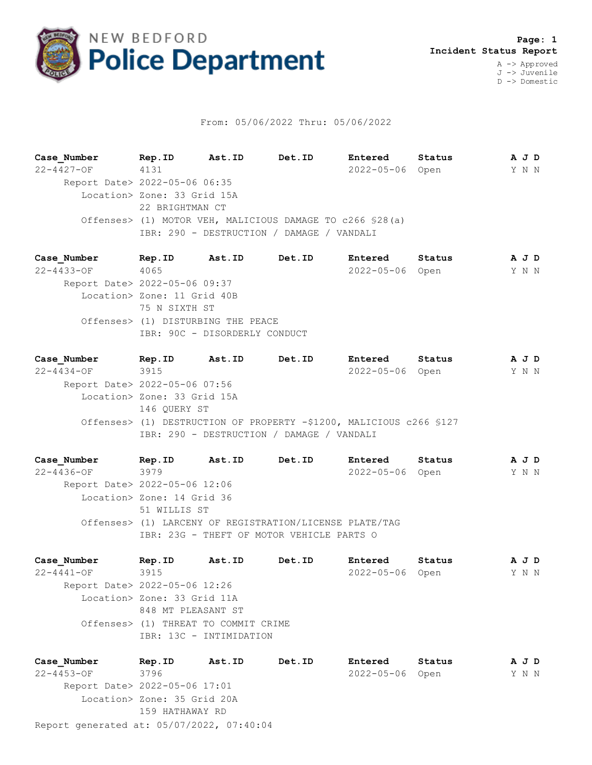# NEW BEDFORD Police Department

**Page: 1**
**Incident Status Report**

A -> Approved
J -> Juvenile
D -> Domestic

From: 05/06/2022 Thru: 05/06/2022

| Case_Number | Rep.ID | Ast.ID | Det.ID | Entered | Status | A J D |
|---|---|---|---|---|---|---|
| 22-4427-OF | 4131 | | | 2022-05-06 | Open | Y N N |

Report Date> 2022-05-06 06:35
Location> Zone: 33 Grid 15A
22 BRIGHTMAN CT
Offenses> (1) MOTOR VEH, MALICIOUS DAMAGE TO c266 §28(a)
IBR: 290 - DESTRUCTION / DAMAGE / VANDALI

| Case_Number | Rep.ID | Ast.ID | Det.ID | Entered | Status | A J D |
|---|---|---|---|---|---|---|
| 22-4433-OF | 4065 | | | 2022-05-06 | Open | Y N N |

Report Date> 2022-05-06 09:37
Location> Zone: 11 Grid 40B
75 N SIXTH ST
Offenses> (1) DISTURBING THE PEACE
IBR: 90C - DISORDERLY CONDUCT

| Case_Number | Rep.ID | Ast.ID | Det.ID | Entered | Status | A J D |
|---|---|---|---|---|---|---|
| 22-4434-OF | 3915 | | | 2022-05-06 | Open | Y N N |

Report Date> 2022-05-06 07:56
Location> Zone: 33 Grid 15A
146 QUERY ST
Offenses> (1) DESTRUCTION OF PROPERTY -$1200, MALICIOUS c266 §127
IBR: 290 - DESTRUCTION / DAMAGE / VANDALI

| Case_Number | Rep.ID | Ast.ID | Det.ID | Entered | Status | A J D |
|---|---|---|---|---|---|---|
| 22-4436-OF | 3979 | | | 2022-05-06 | Open | Y N N |

Report Date> 2022-05-06 12:06
Location> Zone: 14 Grid 36
51 WILLIS ST
Offenses> (1) LARCENY OF REGISTRATION/LICENSE PLATE/TAG
IBR: 23G - THEFT OF MOTOR VEHICLE PARTS O

| Case_Number | Rep.ID | Ast.ID | Det.ID | Entered | Status | A J D |
|---|---|---|---|---|---|---|
| 22-4441-OF | 3915 | | | 2022-05-06 | Open | Y N N |

Report Date> 2022-05-06 12:26
Location> Zone: 33 Grid 11A
848 MT PLEASANT ST
Offenses> (1) THREAT TO COMMIT CRIME
IBR: 13C - INTIMIDATION

| Case_Number | Rep.ID | Ast.ID | Det.ID | Entered | Status | A J D |
|---|---|---|---|---|---|---|
| 22-4453-OF | 3796 | | | 2022-05-06 | Open | Y N N |

Report Date> 2022-05-06 17:01
Location> Zone: 35 Grid 20A
159 HATHAWAY RD

Report generated at: 05/07/2022, 07:40:04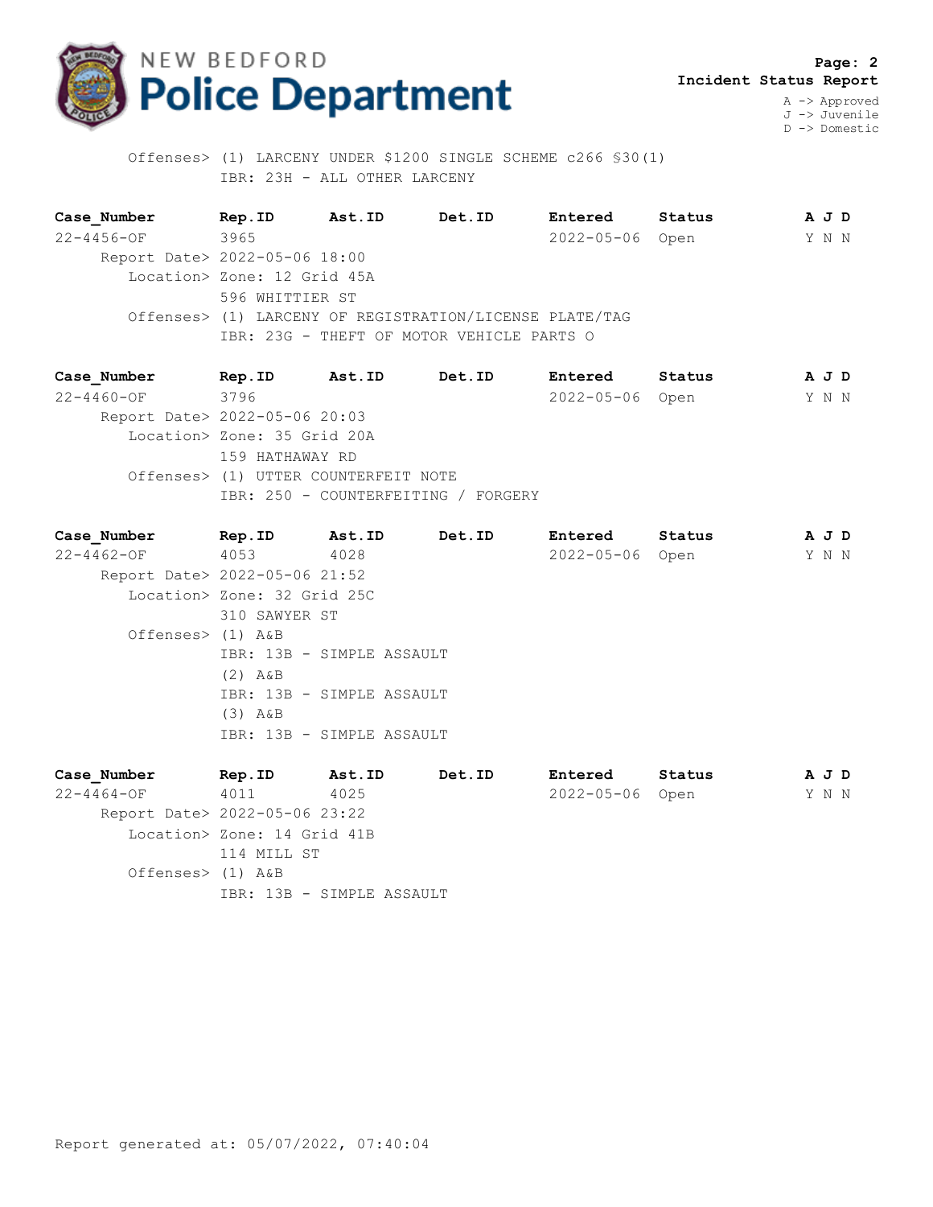**Incident Status Report**

A -> Approved
J -> Juvenile
D -> Domestic

Offenses> (1) LARCENY UNDER $1200 SINGLE SCHEME c266 §30(1)
IBR: 23H - ALL OTHER LARCENY

| Case_Number | Rep.ID | Ast.ID | Det.ID | Entered | Status | A J D |
|---|---|---|---|---|---|---|
| 22-4456-OF | 3965 | | | 2022-05-06 | Open | Y N N |

Report Date> 2022-05-06 18:00
Location> Zone: 12 Grid 45A
596 WHITTIER ST
Offenses> (1) LARCENY OF REGISTRATION/LICENSE PLATE/TAG
IBR: 23G - THEFT OF MOTOR VEHICLE PARTS O

| Case_Number | Rep.ID | Ast.ID | Det.ID | Entered | Status | A J D |
|---|---|---|---|---|---|---|
| 22-4460-OF | 3796 | | | 2022-05-06 | Open | Y N N |

Report Date> 2022-05-06 20:03
Location> Zone: 35 Grid 20A
159 HATHAWAY RD
Offenses> (1) UTTER COUNTERFEIT NOTE
IBR: 250 - COUNTERFEITING / FORGERY

| Case_Number | Rep.ID | Ast.ID | Det.ID | Entered | Status | A J D |
|---|---|---|---|---|---|---|
| 22-4462-OF | 4053 | 4028 | | 2022-05-06 | Open | Y N N |

Report Date> 2022-05-06 21:52
Location> Zone: 32 Grid 25C
310 SAWYER ST
Offenses> (1) A&B
IBR: 13B - SIMPLE ASSAULT
(2) A&B
IBR: 13B - SIMPLE ASSAULT
(3) A&B
IBR: 13B - SIMPLE ASSAULT

| Case_Number | Rep.ID | Ast.ID | Det.ID | Entered | Status | A J D |
|---|---|---|---|---|---|---|
| 22-4464-OF | 4011 | 4025 | | 2022-05-06 | Open | Y N N |

Report Date> 2022-05-06 23:22
Location> Zone: 14 Grid 41B
114 MILL ST
Offenses> (1) A&B
IBR: 13B - SIMPLE ASSAULT

Report generated at: 05/07/2022, 07:40:04